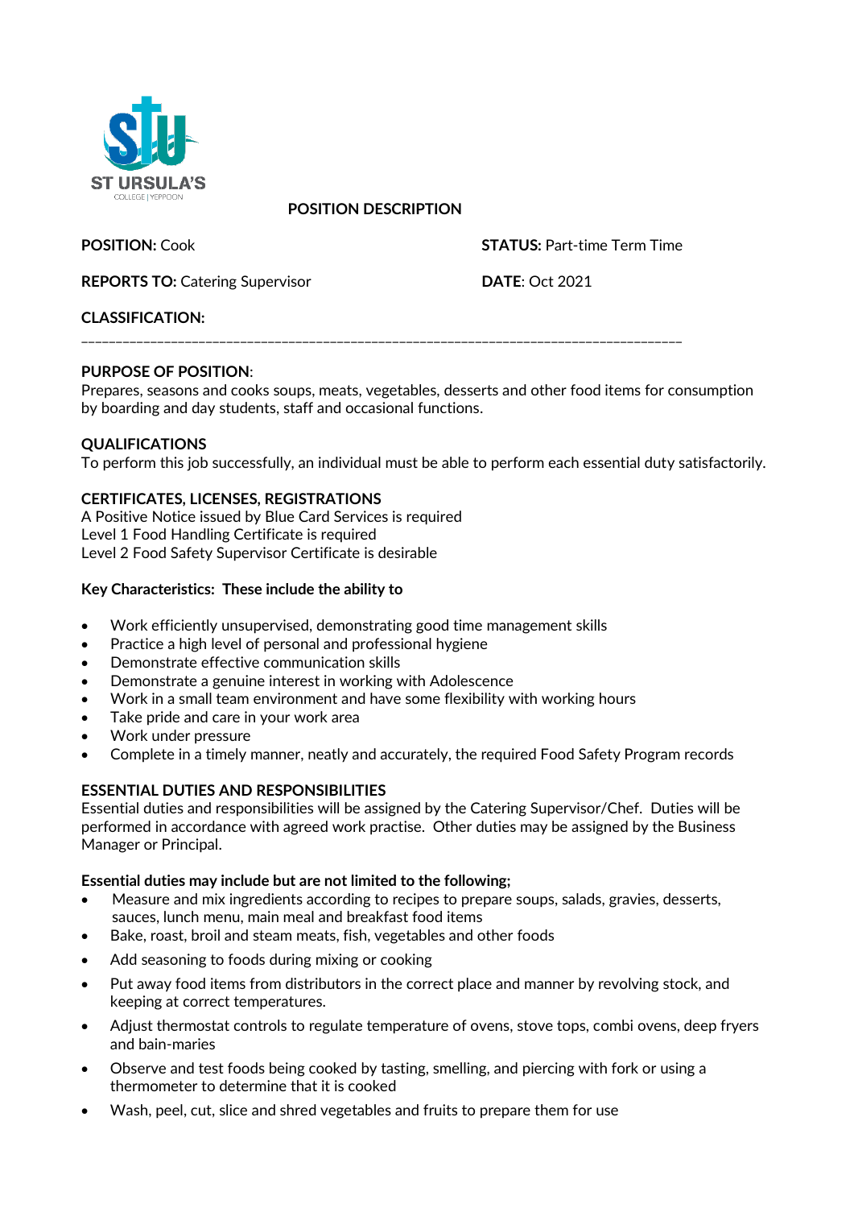ST URSULA'S
COLLEGE | YEPPOON

## POSITION DESCRIPTION

**POSITION:** Cook

**STATUS:** Part-time Term Time

**REPORTS TO:** Catering Supervisor

**DATE**: Oct 2021

**CLASSIFICATION:**

---

**PURPOSE OF POSITION**:
Prepares, seasons and cooks soups, meats, vegetables, desserts and other food items for consumption by boarding and day students, staff and occasional functions.

**QUALIFICATIONS**
To perform this job successfully, an individual must be able to perform each essential duty satisfactorily.

**CERTIFICATES, LICENSES, REGISTRATIONS**
A Positive Notice issued by Blue Card Services is required
Level 1 Food Handling Certificate is required
Level 2 Food Safety Supervisor Certificate is desirable

**Key Characteristics: These include the ability to**

- Work efficiently unsupervised, demonstrating good time management skills
- Practice a high level of personal and professional hygiene
- Demonstrate effective communication skills
- Demonstrate a genuine interest in working with Adolescence
- Work in a small team environment and have some flexibility with working hours
- Take pride and care in your work area
- Work under pressure
- Complete in a timely manner, neatly and accurately, the required Food Safety Program records

**ESSENTIAL DUTIES AND RESPONSIBILITIES**
Essential duties and responsibilities will be assigned by the Catering Supervisor/Chef. Duties will be performed in accordance with agreed work practise. Other duties may be assigned by the Business Manager or Principal.

**Essential duties may include but are not limited to the following;**

- Measure and mix ingredients according to recipes to prepare soups, salads, gravies, desserts, sauces, lunch menu, main meal and breakfast food items
- Bake, roast, broil and steam meats, fish, vegetables and other foods
- Add seasoning to foods during mixing or cooking
- Put away food items from distributors in the correct place and manner by revolving stock, and keeping at correct temperatures.
- Adjust thermostat controls to regulate temperature of ovens, stove tops, combi ovens, deep fryers and bain-maries
- Observe and test foods being cooked by tasting, smelling, and piercing with fork or using a thermometer to determine that it is cooked
- Wash, peel, cut, slice and shred vegetables and fruits to prepare them for use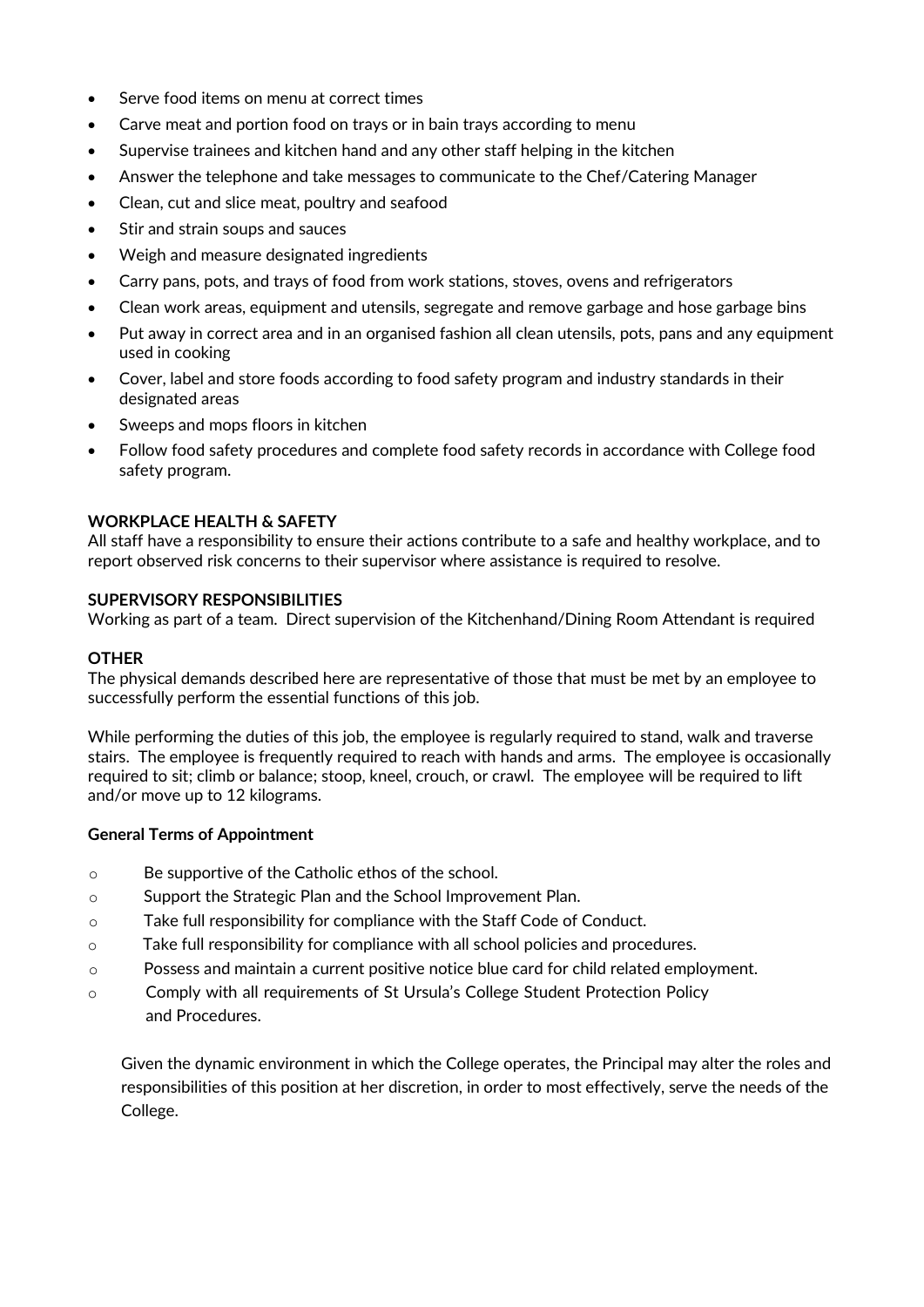- Serve food items on menu at correct times
- Carve meat and portion food on trays or in bain trays according to menu
- Supervise trainees and kitchen hand and any other staff helping in the kitchen
- Answer the telephone and take messages to communicate to the Chef/Catering Manager
- Clean, cut and slice meat, poultry and seafood
- Stir and strain soups and sauces
- Weigh and measure designated ingredients
- Carry pans, pots, and trays of food from work stations, stoves, ovens and refrigerators
- Clean work areas, equipment and utensils, segregate and remove garbage and hose garbage bins
- Put away in correct area and in an organised fashion all clean utensils, pots, pans and any equipment used in cooking
- Cover, label and store foods according to food safety program and industry standards in their designated areas
- Sweeps and mops floors in kitchen
- Follow food safety procedures and complete food safety records in accordance with College food safety program.

**WORKPLACE HEALTH & SAFETY**

All staff have a responsibility to ensure their actions contribute to a safe and healthy workplace, and to report observed risk concerns to their supervisor where assistance is required to resolve.

**SUPERVISORY RESPONSIBILITIES**

Working as part of a team. Direct supervision of the Kitchenhand/Dining Room Attendant is required

**OTHER**

The physical demands described here are representative of those that must be met by an employee to successfully perform the essential functions of this job.

While performing the duties of this job, the employee is regularly required to stand, walk and traverse stairs. The employee is frequently required to reach with hands and arms. The employee is occasionally required to sit; climb or balance; stoop, kneel, crouch, or crawl. The employee will be required to lift and/or move up to 12 kilograms.

**General Terms of Appointment**

- Be supportive of the Catholic ethos of the school.
- Support the Strategic Plan and the School Improvement Plan.
- Take full responsibility for compliance with the Staff Code of Conduct.
- Take full responsibility for compliance with all school policies and procedures.
- Possess and maintain a current positive notice blue card for child related employment.
- Comply with all requirements of St Ursula's College Student Protection Policy and Procedures.

Given the dynamic environment in which the College operates, the Principal may alter the roles and responsibilities of this position at her discretion, in order to most effectively, serve the needs of the College.